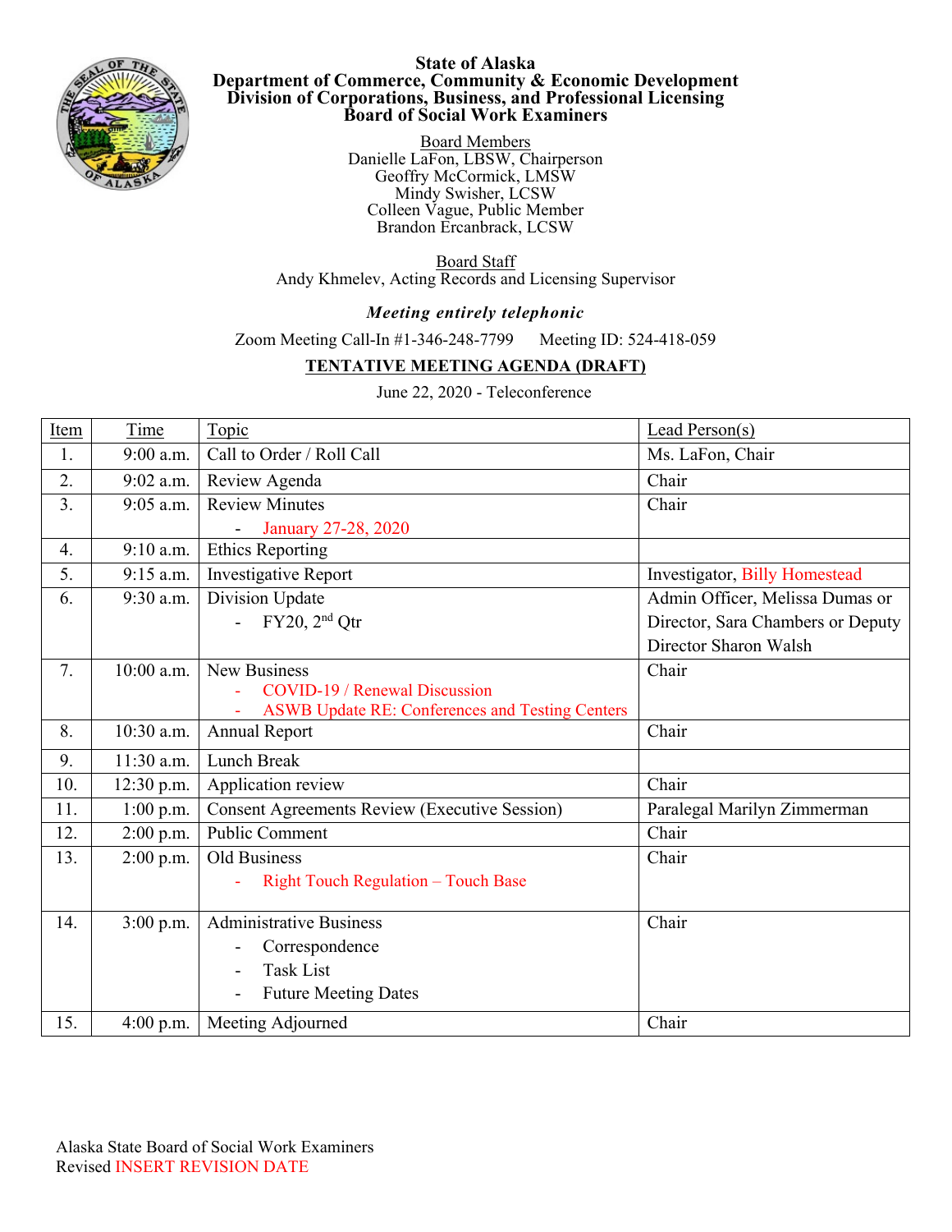# State of Alaska
## Department of Commerce, Community & Economic Development
## Division of Corporations, Business, and Professional Licensing
## Board of Social Work Examiners

Board Members

Danielle LaFon, LBSW, Chairperson
Geoffry McCormick, LMSW
Mindy Swisher, LCSW
Colleen Vague, Public Member
Brandon Ercanbrack, LCSW

Board Staff

Andy Khmelev, Acting Records and Licensing Supervisor

***Meeting entirely telephonic***

Zoom Meeting Call-In #1-346-248-7799 Meeting ID: 524-418-059

**TENTATIVE MEETING AGENDA (DRAFT)**

June 22, 2020 - Teleconference

| Item | Time | Topic | Lead Person(s) |
|---|---|---|---|
| 1. | 9:00 a.m. | Call to Order / Roll Call | Ms. LaFon, Chair |
| 2. | 9:02 a.m. | Review Agenda | Chair |
| 3. | 9:05 a.m. | Review Minutes<br>- January 27-28, 2020 | Chair |
| 4. | 9:10 a.m. | Ethics Reporting | |
| 5. | 9:15 a.m. | Investigative Report | Investigator, Billy Homestead |
| 6. | 9:30 a.m. | Division Update<br>- FY20, 2nd Qtr | Admin Officer, Melissa Dumas or Director, Sara Chambers or Deputy Director Sharon Walsh |
| 7. | 10:00 a.m. | New Business<br>- COVID-19 / Renewal Discussion<br>- ASWB Update RE: Conferences and Testing Centers | Chair |
| 8. | 10:30 a.m. | Annual Report | Chair |
| 9. | 11:30 a.m. | Lunch Break | |
| 10. | 12:30 p.m. | Application review | Chair |
| 11. | 1:00 p.m. | Consent Agreements Review (Executive Session) | Paralegal Marilyn Zimmerman |
| 12. | 2:00 p.m. | Public Comment | Chair |
| 13. | 2:00 p.m. | Old Business<br>- Right Touch Regulation – Touch Base | Chair |
| 14. | 3:00 p.m. | Administrative Business<br>- Correspondence<br>- Task List<br>- Future Meeting Dates | Chair |
| 15. | 4:00 p.m. | Meeting Adjourned | Chair |

Alaska State Board of Social Work Examiners
Revised INSERT REVISION DATE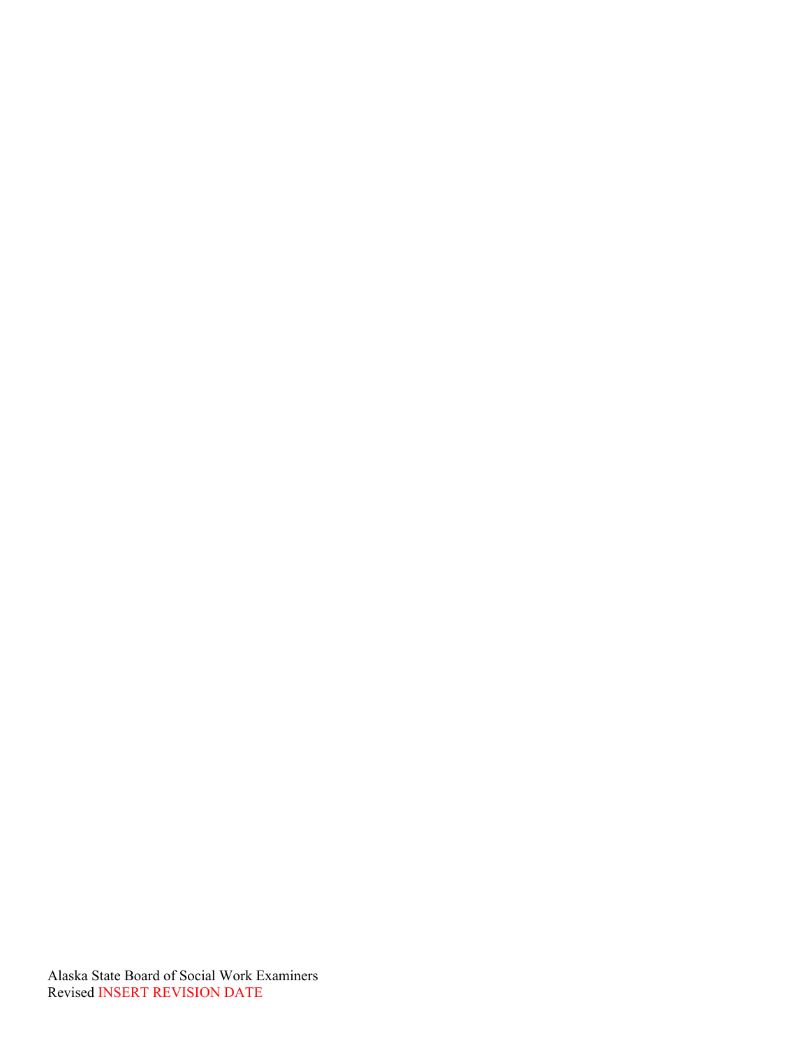Alaska State Board of Social Work Examiners
Revised INSERT REVISION DATE